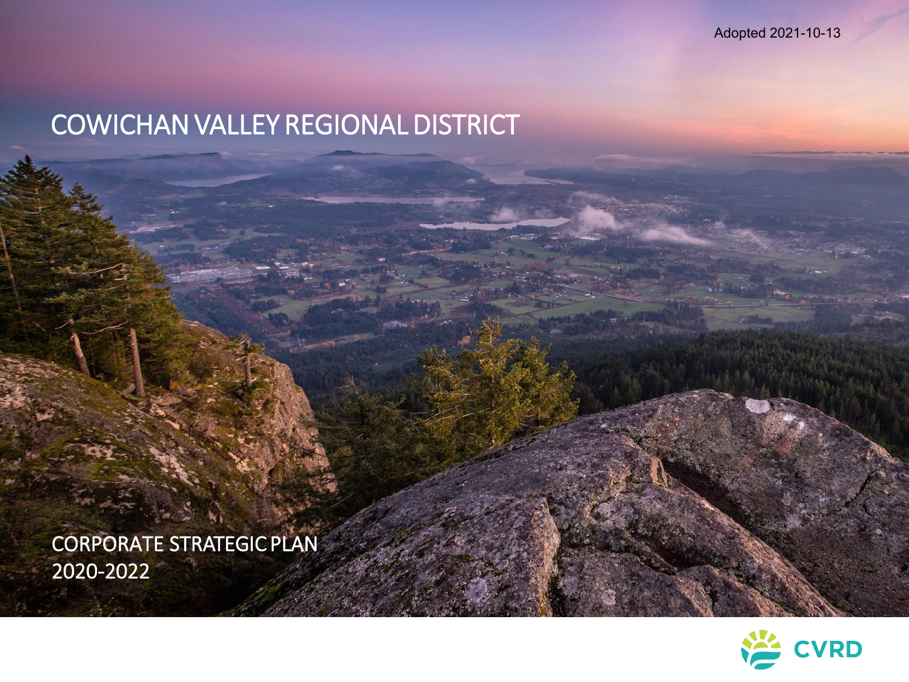Adopted 2021-10-13

# COWICHAN VALLEY REGIONAL DISTRICT

## CORPORATE STRATEGIC PLAN 2020-2022

CVRD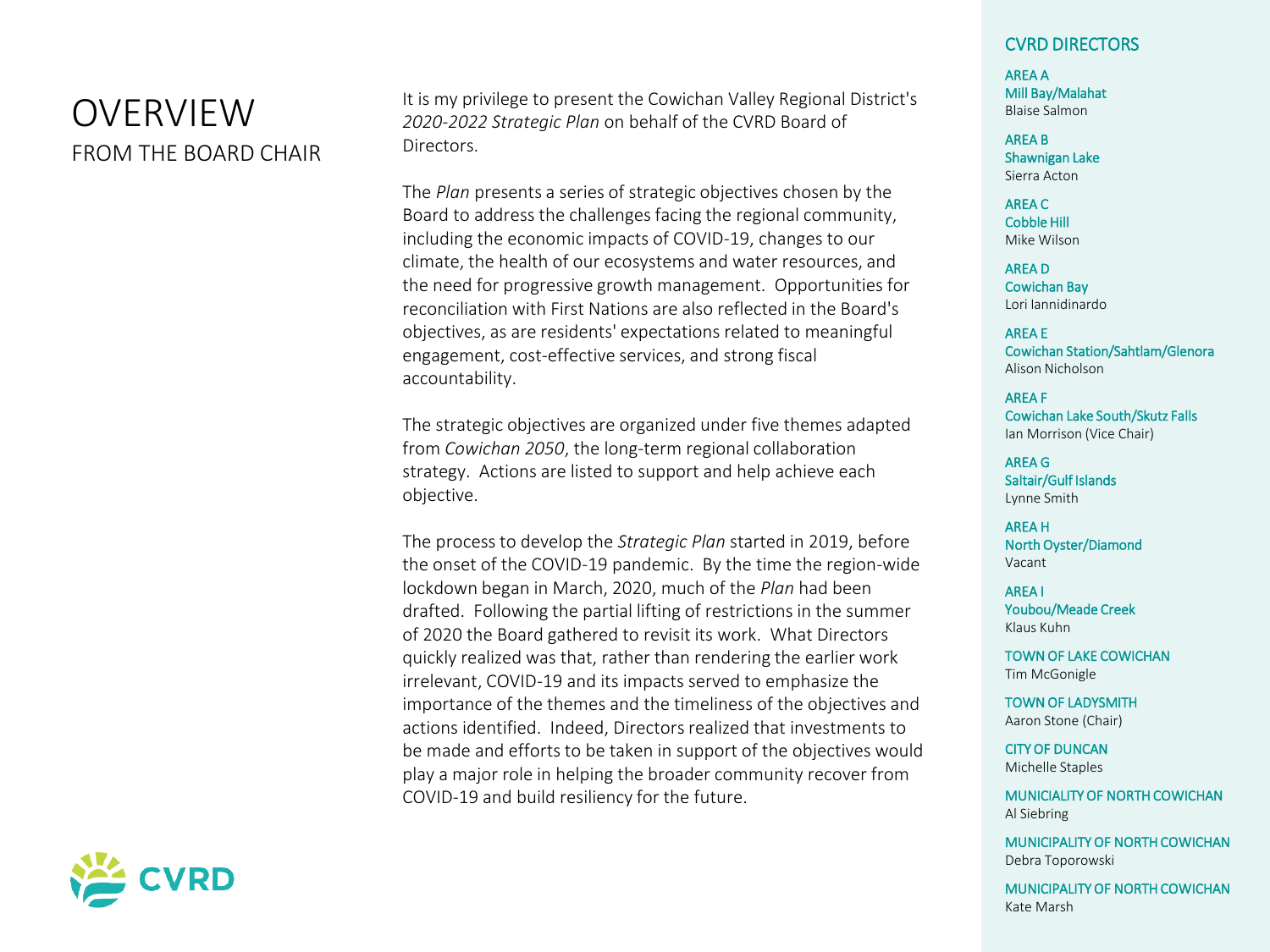# OVERVIEW

## FROM THE BOARD CHAIR

It is my privilege to present the Cowichan Valley Regional District's *2020-2022 Strategic Plan* on behalf of the CVRD Board of Directors.

The *Plan* presents a series of strategic objectives chosen by the Board to address the challenges facing the regional community, including the economic impacts of COVID-19, changes to our climate, the health of our ecosystems and water resources, and the need for progressive growth management. Opportunities for reconciliation with First Nations are also reflected in the Board's objectives, as are residents' expectations related to meaningful engagement, cost-effective services, and strong fiscal accountability.

The strategic objectives are organized under five themes adapted from *Cowichan 2050*, the long-term regional collaboration strategy. Actions are listed to support and help achieve each objective.

The process to develop the *Strategic Plan* started in 2019, before the onset of the COVID-19 pandemic. By the time the region-wide lockdown began in March, 2020, much of the *Plan* had been drafted. Following the partial lifting of restrictions in the summer of 2020 the Board gathered to revisit its work. What Directors quickly realized was that, rather than rendering the earlier work irrelevant, COVID-19 and its impacts served to emphasize the importance of the themes and the timeliness of the objectives and actions identified. Indeed, Directors realized that investments to be made and efforts to be taken in support of the objectives would play a major role in helping the broader community recover from COVID-19 and build resiliency for the future.

CVRD

### CVRD DIRECTORS

AREA A
Mill Bay/Malahat
Blaise Salmon

AREA B
Shawnigan Lake
Sierra Acton

AREA C
Cobble Hill
Mike Wilson

AREA D
Cowichan Bay
Lori Iannidinardo

AREA E
Cowichan Station/Sahtlam/Glenora
Alison Nicholson

AREA F
Cowichan Lake South/Skutz Falls
Ian Morrison (Vice Chair)

AREA G
Saltair/Gulf Islands
Lynne Smith

AREA H
North Oyster/Diamond
Vacant

AREA I
Youbou/Meade Creek
Klaus Kuhn

TOWN OF LAKE COWICHAN
Tim McGonigle

TOWN OF LADYSMITH
Aaron Stone (Chair)

CITY OF DUNCAN
Michelle Staples

MUNICIALITY OF NORTH COWICHAN
Al Siebring

MUNICIPALITY OF NORTH COWICHAN
Debra Toporowski

MUNICIPALITY OF NORTH COWICHAN
Kate Marsh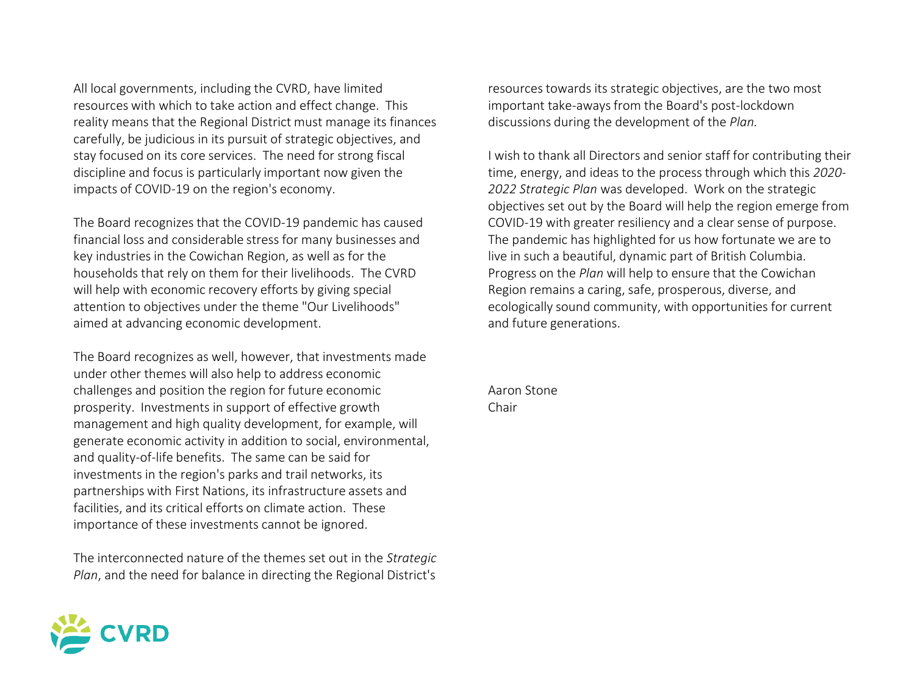All local governments, including the CVRD, have limited resources with which to take action and effect change. This reality means that the Regional District must manage its finances carefully, be judicious in its pursuit of strategic objectives, and stay focused on its core services. The need for strong fiscal discipline and focus is particularly important now given the impacts of COVID-19 on the region's economy.

The Board recognizes that the COVID-19 pandemic has caused financial loss and considerable stress for many businesses and key industries in the Cowichan Region, as well as for the households that rely on them for their livelihoods. The CVRD will help with economic recovery efforts by giving special attention to objectives under the theme "Our Livelihoods" aimed at advancing economic development.

The Board recognizes as well, however, that investments made under other themes will also help to address economic challenges and position the region for future economic prosperity. Investments in support of effective growth management and high quality development, for example, will generate economic activity in addition to social, environmental, and quality-of-life benefits. The same can be said for investments in the region's parks and trail networks, its partnerships with First Nations, its infrastructure assets and facilities, and its critical efforts on climate action. These importance of these investments cannot be ignored.

The interconnected nature of the themes set out in the *Strategic Plan*, and the need for balance in directing the Regional District's resources towards its strategic objectives, are the two most important take-aways from the Board's post-lockdown discussions during the development of the *Plan.*

I wish to thank all Directors and senior staff for contributing their time, energy, and ideas to the process through which this *2020-2022 Strategic Plan* was developed. Work on the strategic objectives set out by the Board will help the region emerge from COVID-19 with greater resiliency and a clear sense of purpose. The pandemic has highlighted for us how fortunate we are to live in such a beautiful, dynamic part of British Columbia. Progress on the *Plan* will help to ensure that the Cowichan Region remains a caring, safe, prosperous, diverse, and ecologically sound community, with opportunities for current and future generations.

Aaron Stone
Chair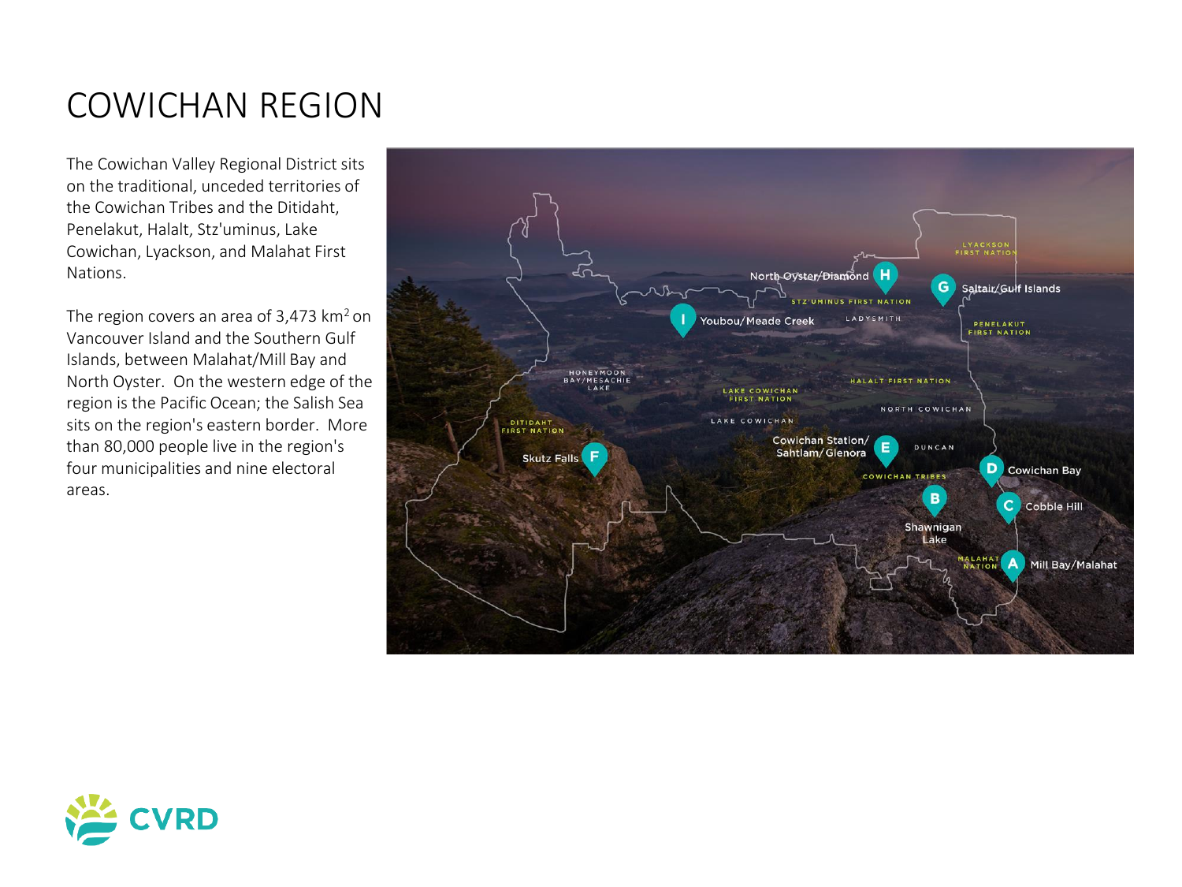# COWICHAN REGION

The Cowichan Valley Regional District sits on the traditional, unceded territories of the Cowichan Tribes and the Ditidaht, Penelakut, Halalt, Stz'uminus, Lake Cowichan, Lyackson, and Malahat First Nations.

The region covers an area of 3,473 $km^2$ on Vancouver Island and the Southern Gulf Islands, between Malahat/Mill Bay and North Oyster. On the western edge of the region is the Pacific Ocean; the Salish Sea sits on the region's eastern border. More than 80,000 people live in the region's four municipalities and nine electoral areas.

- A – Mill Bay/Malahat
- B – Shawnigan Lake
- C – Cobble Hill
- D – Cowichan Bay
- E – Cowichan Station/Sahtlam/Glenora
- F – Skutz Falls
- G – Saltair/Gulf Islands
- H – North Oyster/Diamond
- I – Youbou/Meade Creek

Ladysmith, Duncan, North Cowichan, Lake Cowichan, Honeymoon Bay/Mesachie Lake

Lyackson First Nation, Stz'uminus First Nation, Penelakut First Nation, Halalt First Nation, Lake Cowichan First Nation, Ditidaht First Nation, Cowichan Tribes, Malahat Nation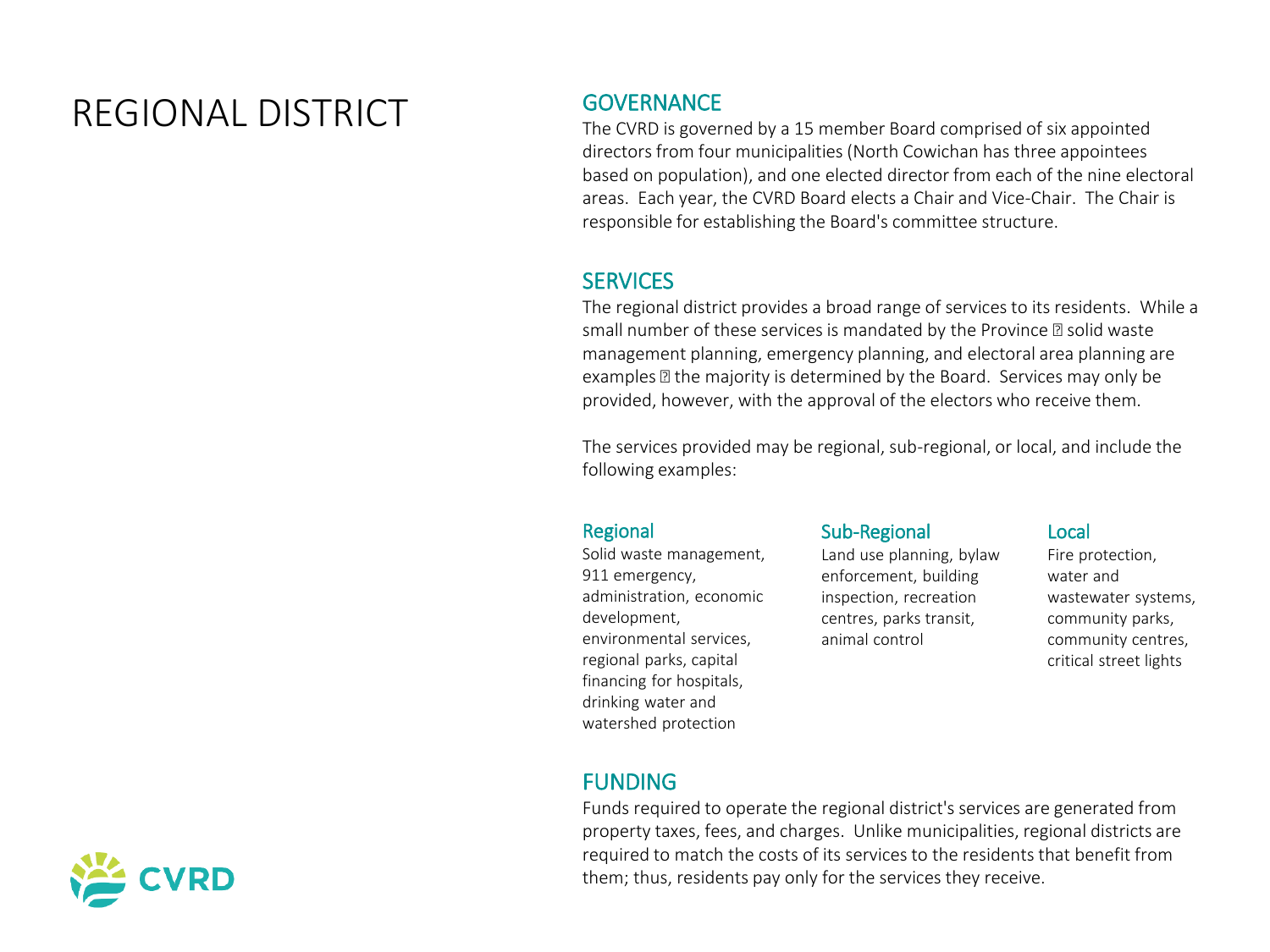# REGIONAL DISTRICT

## GOVERNANCE

The CVRD is governed by a 15 member Board comprised of six appointed directors from four municipalities (North Cowichan has three appointees based on population), and one elected director from each of the nine electoral areas. Each year, the CVRD Board elects a Chair and Vice-Chair. The Chair is responsible for establishing the Board's committee structure.

## SERVICES

The regional district provides a broad range of services to its residents. While a small number of these services is mandated by the Province � solid waste management planning, emergency planning, and electoral area planning are examples � the majority is determined by the Board. Services may only be provided, however, with the approval of the electors who receive them.

The services provided may be regional, sub-regional, or local, and include the following examples:

### Regional

Solid waste management, 911 emergency, administration, economic development, environmental services, regional parks, capital financing for hospitals, drinking water and watershed protection

### Sub-Regional

Land use planning, bylaw enforcement, building inspection, recreation centres, parks transit, animal control

### Local

Fire protection, water and wastewater systems, community parks, community centres, critical street lights

## FUNDING

Funds required to operate the regional district's services are generated from property taxes, fees, and charges. Unlike municipalities, regional districts are required to match the costs of its services to the residents that benefit from them; thus, residents pay only for the services they receive.

CVRD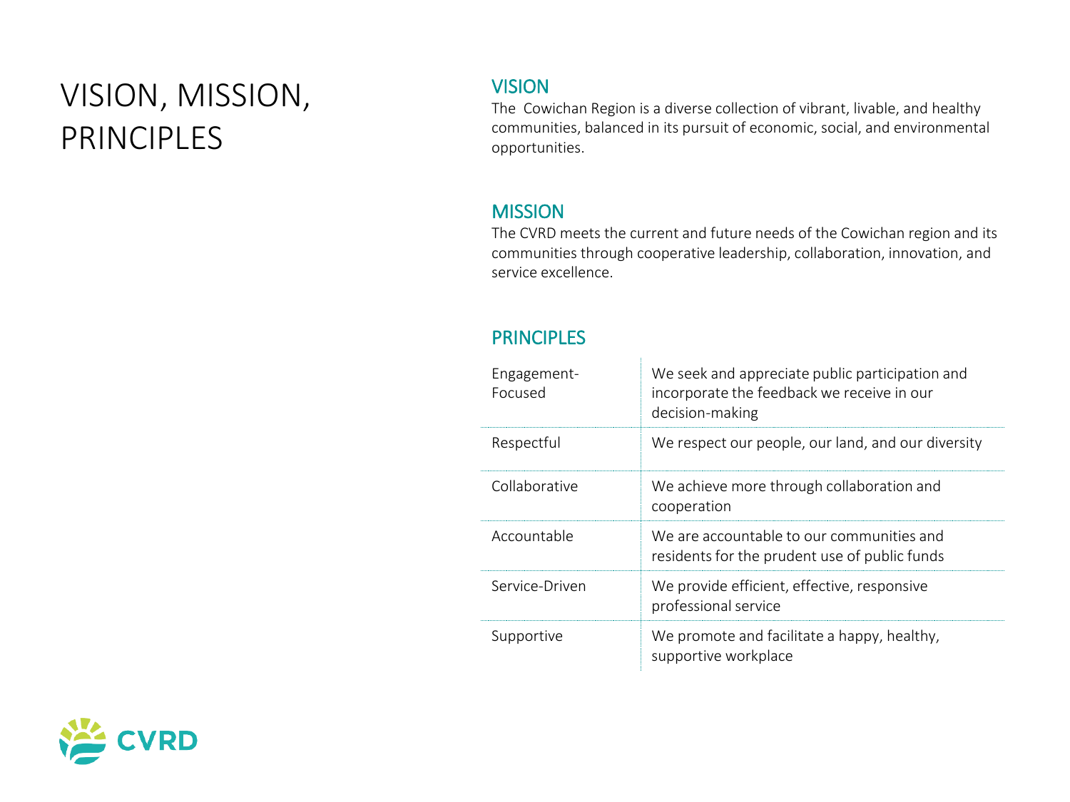# VISION, MISSION, PRINCIPLES

## VISION

The Cowichan Region is a diverse collection of vibrant, livable, and healthy communities, balanced in its pursuit of economic, social, and environmental opportunities.

## MISSION

The CVRD meets the current and future needs of the Cowichan region and its communities through cooperative leadership, collaboration, innovation, and service excellence.

## PRINCIPLES

| | |
|---|---|
| Engagement-Focused | We seek and appreciate public participation and incorporate the feedback we receive in our decision-making |
| Respectful | We respect our people, our land, and our diversity |
| Collaborative | We achieve more through collaboration and cooperation |
| Accountable | We are accountable to our communities and residents for the prudent use of public funds |
| Service-Driven | We provide efficient, effective, responsive professional service |
| Supportive | We promote and facilitate a happy, healthy, supportive workplace |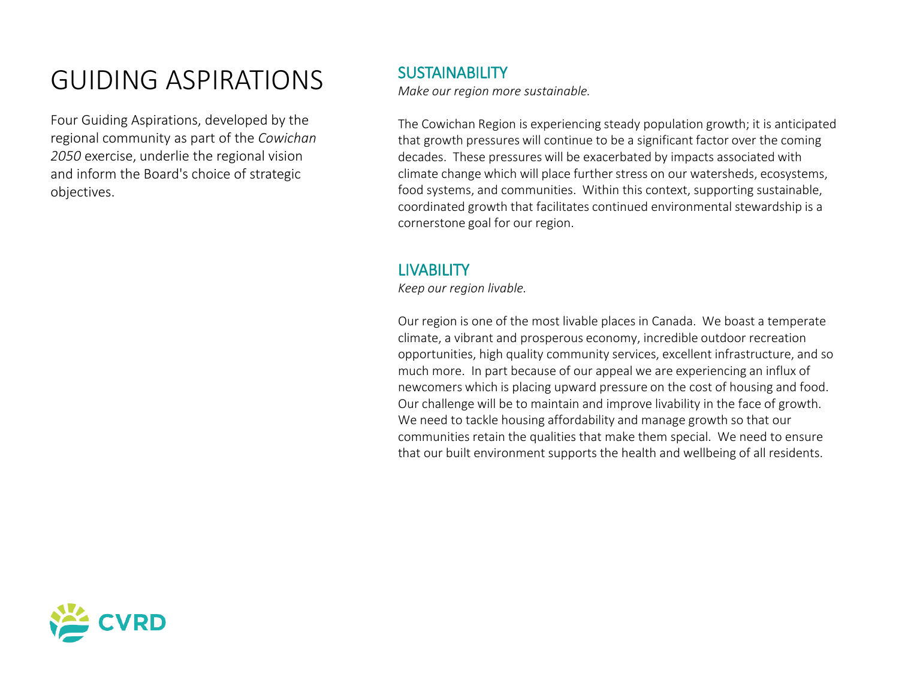# GUIDING ASPIRATIONS

Four Guiding Aspirations, developed by the regional community as part of the *Cowichan 2050* exercise, underlie the regional vision and inform the Board's choice of strategic objectives.

## SUSTAINABILITY

*Make our region more sustainable.*

The Cowichan Region is experiencing steady population growth; it is anticipated that growth pressures will continue to be a significant factor over the coming decades. These pressures will be exacerbated by impacts associated with climate change which will place further stress on our watersheds, ecosystems, food systems, and communities. Within this context, supporting sustainable, coordinated growth that facilitates continued environmental stewardship is a cornerstone goal for our region.

## LIVABILITY

*Keep our region livable.*

Our region is one of the most livable places in Canada. We boast a temperate climate, a vibrant and prosperous economy, incredible outdoor recreation opportunities, high quality community services, excellent infrastructure, and so much more. In part because of our appeal we are experiencing an influx of newcomers which is placing upward pressure on the cost of housing and food. Our challenge will be to maintain and improve livability in the face of growth. We need to tackle housing affordability and manage growth so that our communities retain the qualities that make them special. We need to ensure that our built environment supports the health and wellbeing of all residents.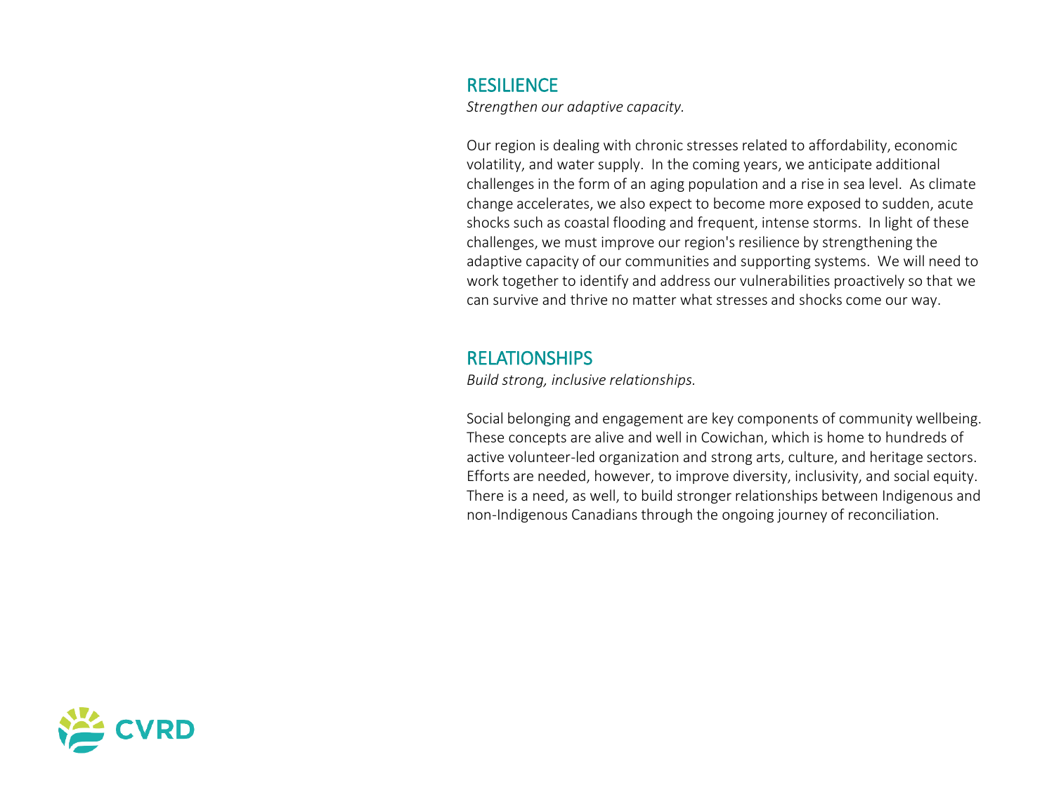## RESILIENCE

*Strengthen our adaptive capacity.*

Our region is dealing with chronic stresses related to affordability, economic volatility, and water supply. In the coming years, we anticipate additional challenges in the form of an aging population and a rise in sea level. As climate change accelerates, we also expect to become more exposed to sudden, acute shocks such as coastal flooding and frequent, intense storms. In light of these challenges, we must improve our region's resilience by strengthening the adaptive capacity of our communities and supporting systems. We will need to work together to identify and address our vulnerabilities proactively so that we can survive and thrive no matter what stresses and shocks come our way.

## RELATIONSHIPS

*Build strong, inclusive relationships.*

Social belonging and engagement are key components of community wellbeing. These concepts are alive and well in Cowichan, which is home to hundreds of active volunteer-led organization and strong arts, culture, and heritage sectors. Efforts are needed, however, to improve diversity, inclusivity, and social equity. There is a need, as well, to build stronger relationships between Indigenous and non-Indigenous Canadians through the ongoing journey of reconciliation.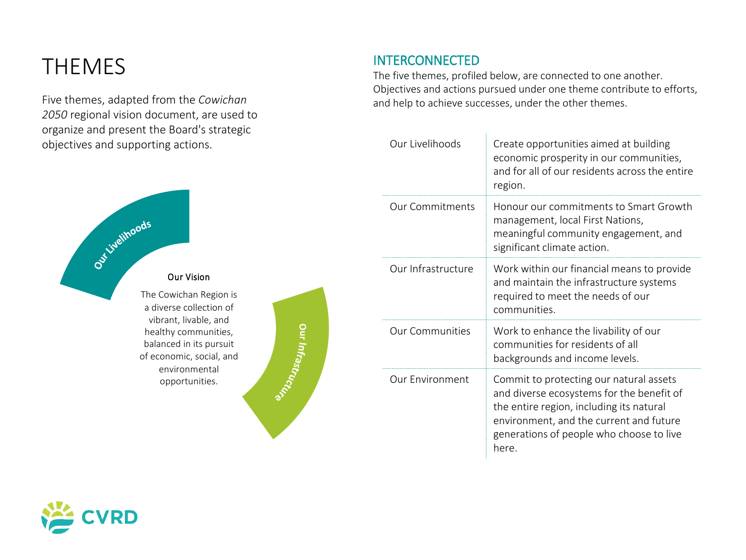# THEMES

Five themes, adapted from the *Cowichan 2050* regional vision document, are used to organize and present the Board's strategic objectives and supporting actions.

Our Livelihoods

**Our Vision**

The Cowichan Region is a diverse collection of vibrant, livable, and healthy communities, balanced in its pursuit of economic, social, and environmental opportunities.

Our Infrastructure

## INTERCONNECTED

The five themes, profiled below, are connected to one another. Objectives and actions pursued under one theme contribute to efforts, and help to achieve successes, under the other themes.

| | |
|---|---|
| Our Livelihoods | Create opportunities aimed at building economic prosperity in our communities, and for all of our residents across the entire region. |
| Our Commitments | Honour our commitments to Smart Growth management, local First Nations, meaningful community engagement, and significant climate action. |
| Our Infrastructure | Work within our financial means to provide and maintain the infrastructure systems required to meet the needs of our communities. |
| Our Communities | Work to enhance the livability of our communities for residents of all backgrounds and income levels. |
| Our Environment | Commit to protecting our natural assets and diverse ecosystems for the benefit of the entire region, including its natural environment, and the current and future generations of people who choose to live here. |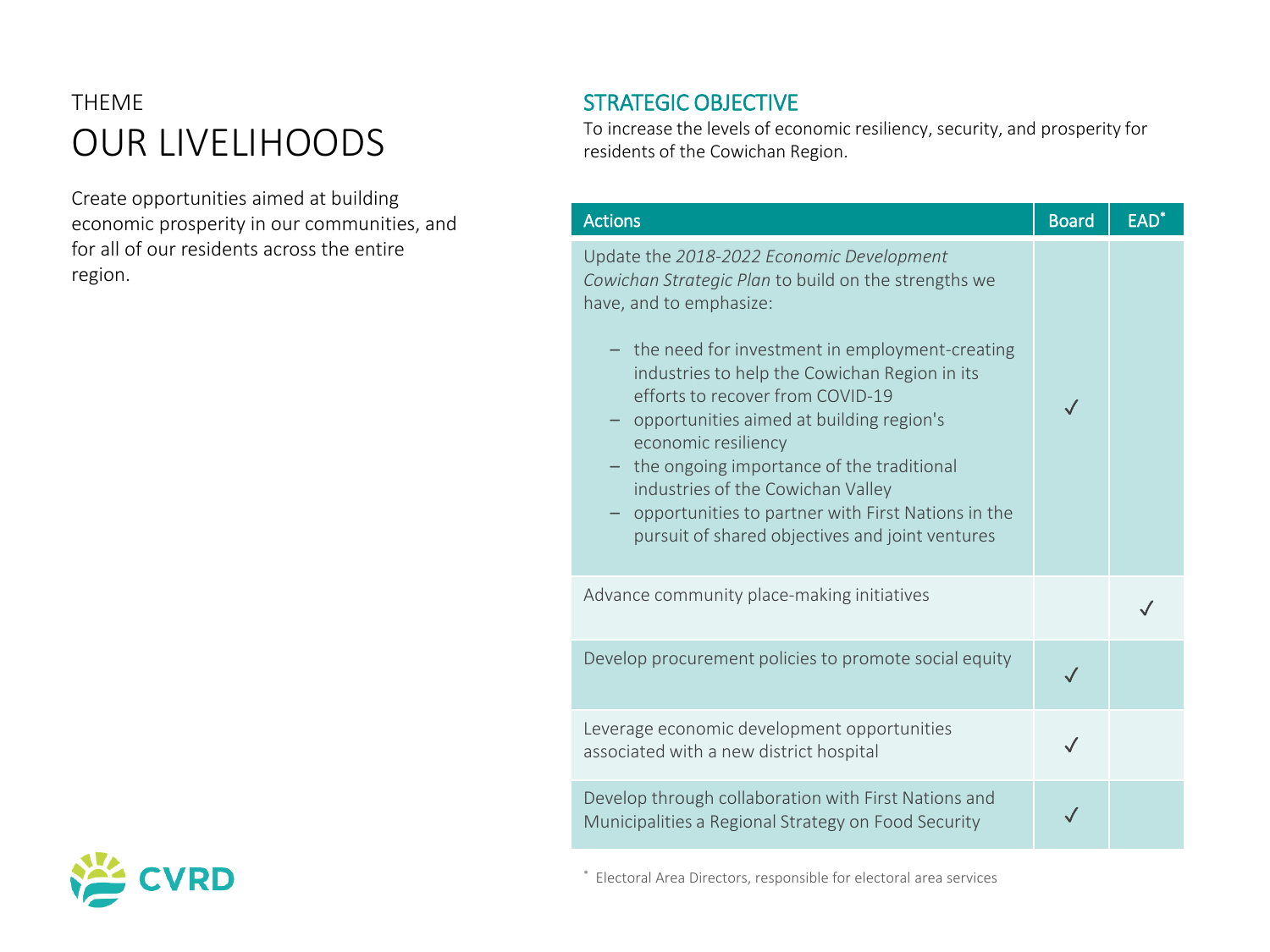THEME

# OUR LIVELIHOODS

Create opportunities aimed at building economic prosperity in our communities, and for all of our residents across the entire region.

## STRATEGIC OBJECTIVE

To increase the levels of economic resiliency, security, and prosperity for residents of the Cowichan Region.

| Actions | Board | EAD* |
|---|---|---|
| Update the *2018-2022 Economic Development Cowichan Strategic Plan* to build on the strengths we have, and to emphasize:<br>– the need for investment in employment-creating industries to help the Cowichan Region in its efforts to recover from COVID-19<br>– opportunities aimed at building region's economic resiliency<br>– the ongoing importance of the traditional industries of the Cowichan Valley<br>– opportunities to partner with First Nations in the pursuit of shared objectives and joint ventures | ✓ | |
| Advance community place-making initiatives | | ✓ |
| Develop procurement policies to promote social equity | ✓ | |
| Leverage economic development opportunities associated with a new district hospital | ✓ | |
| Develop through collaboration with First Nations and Municipalities a Regional Strategy on Food Security | ✓ | |

* Electoral Area Directors, responsible for electoral area services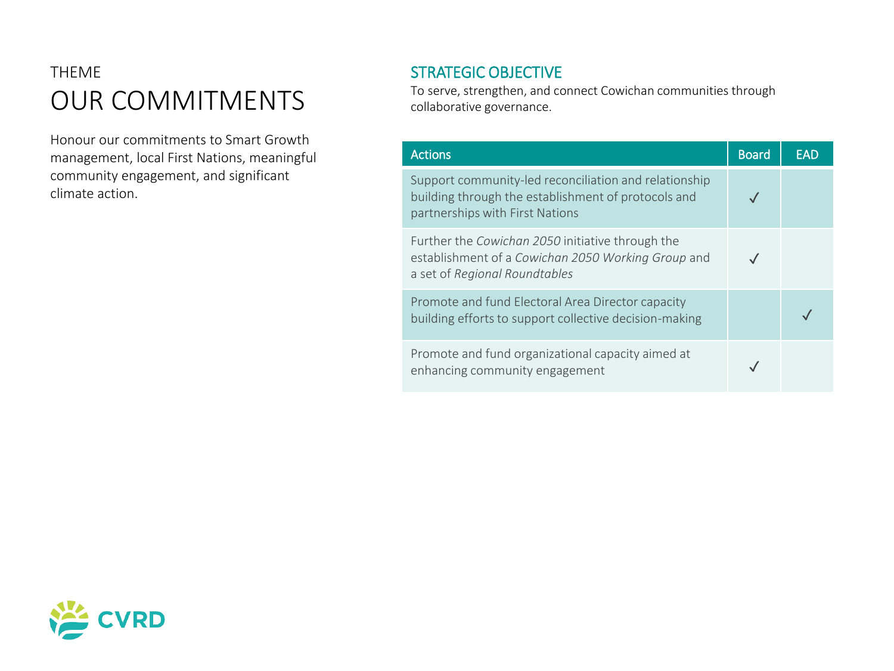THEME

# OUR COMMITMENTS

Honour our commitments to Smart Growth management, local First Nations, meaningful community engagement, and significant climate action.

## STRATEGIC OBJECTIVE

To serve, strengthen, and connect Cowichan communities through collaborative governance.

| Actions | Board | EAD |
| --- | --- | --- |
| Support community-led reconciliation and relationship building through the establishment of protocols and partnerships with First Nations | ✓ | |
| Further the *Cowichan 2050* initiative through the establishment of a *Cowichan 2050 Working Group* and a set of *Regional Roundtables* | ✓ | |
| Promote and fund Electoral Area Director capacity building efforts to support collective decision-making | | ✓ |
| Promote and fund organizational capacity aimed at enhancing community engagement | ✓ | |

CVRD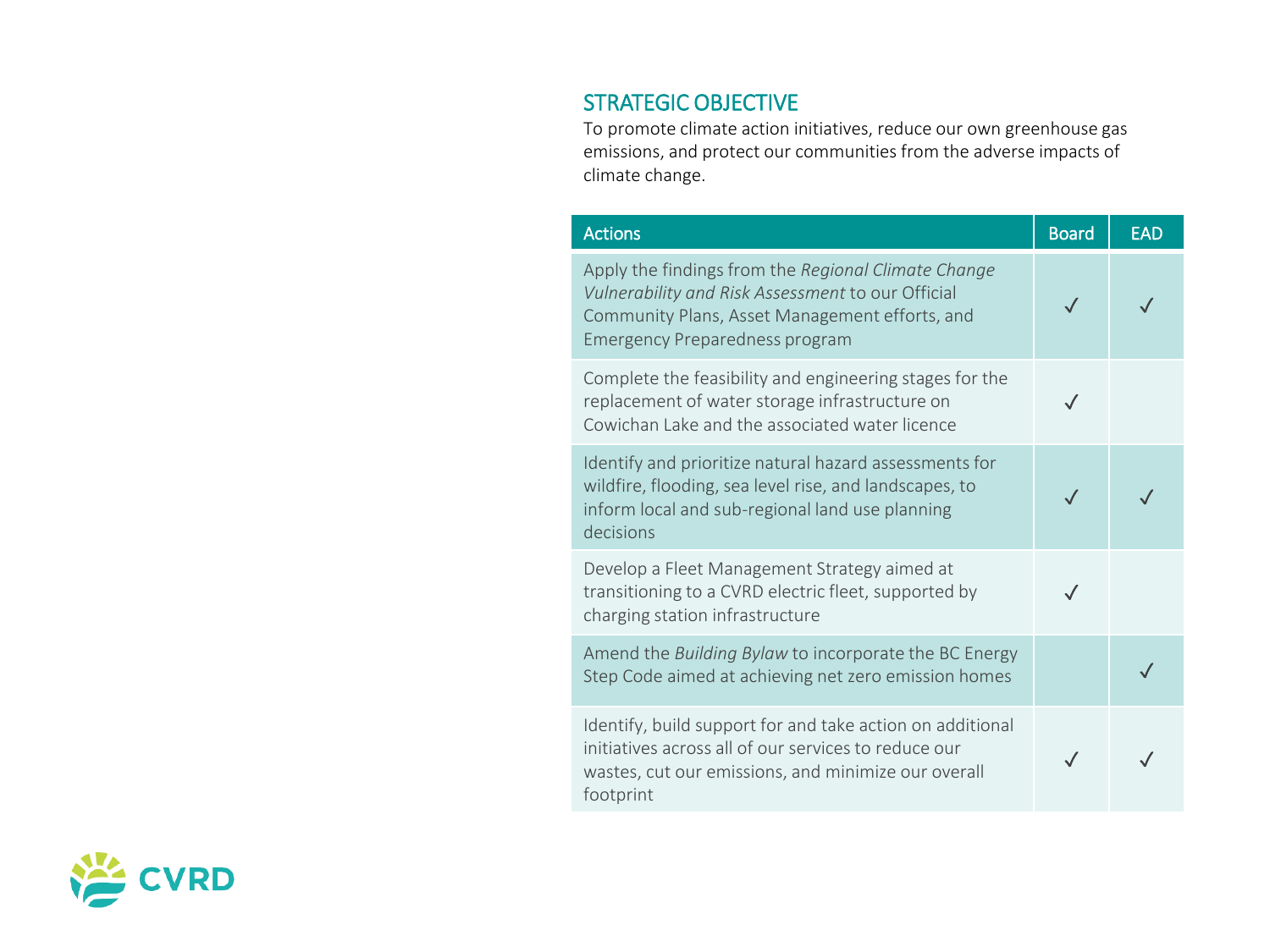## STRATEGIC OBJECTIVE

To promote climate action initiatives, reduce our own greenhouse gas emissions, and protect our communities from the adverse impacts of climate change.

| Actions | Board | EAD |
|---|---|---|
| Apply the findings from the *Regional Climate Change Vulnerability and Risk Assessment* to our Official Community Plans, Asset Management efforts, and Emergency Preparedness program | ✓ | ✓ |
| Complete the feasibility and engineering stages for the replacement of water storage infrastructure on Cowichan Lake and the associated water licence | ✓ | |
| Identify and prioritize natural hazard assessments for wildfire, flooding, sea level rise, and landscapes, to inform local and sub-regional land use planning decisions | ✓ | ✓ |
| Develop a Fleet Management Strategy aimed at transitioning to a CVRD electric fleet, supported by charging station infrastructure | ✓ | |
| Amend the *Building Bylaw* to incorporate the BC Energy Step Code aimed at achieving net zero emission homes | | ✓ |
| Identify, build support for and take action on additional initiatives across all of our services to reduce our wastes, cut our emissions, and minimize our overall footprint | ✓ | ✓ |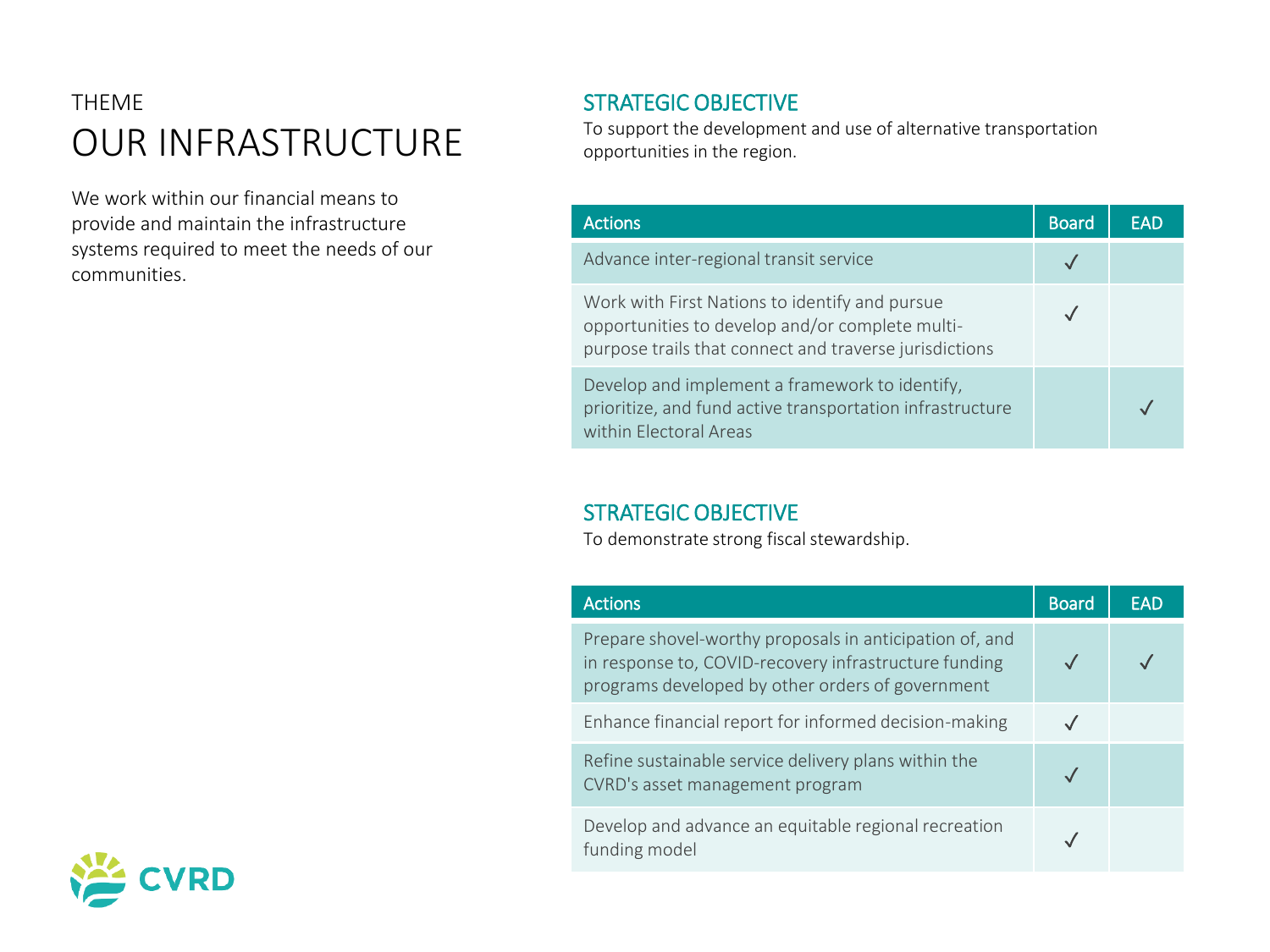THEME

# OUR INFRASTRUCTURE

We work within our financial means to provide and maintain the infrastructure systems required to meet the needs of our communities.

## STRATEGIC OBJECTIVE

To support the development and use of alternative transportation opportunities in the region.

| Actions | Board | EAD |
|---|---|---|
| Advance inter-regional transit service | ✓ | |
| Work with First Nations to identify and pursue opportunities to develop and/or complete multi-purpose trails that connect and traverse jurisdictions | ✓ | |
| Develop and implement a framework to identify, prioritize, and fund active transportation infrastructure within Electoral Areas | | ✓ |

## STRATEGIC OBJECTIVE

To demonstrate strong fiscal stewardship.

| Actions | Board | EAD |
|---|---|---|
| Prepare shovel-worthy proposals in anticipation of, and in response to, COVID-recovery infrastructure funding programs developed by other orders of government | ✓ | ✓ |
| Enhance financial report for informed decision-making | ✓ | |
| Refine sustainable service delivery plans within the CVRD's asset management program | ✓ | |
| Develop and advance an equitable regional recreation funding model | ✓ | |

CVRD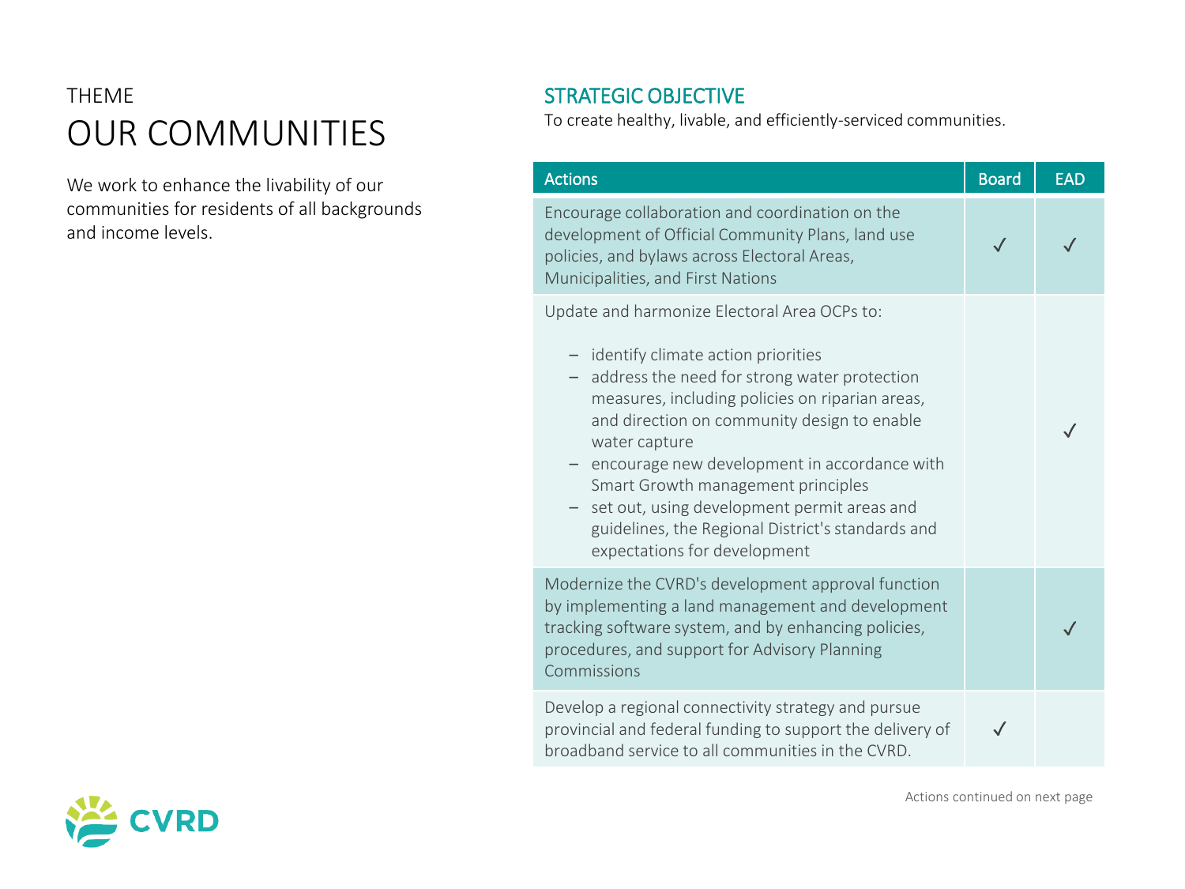THEME

# OUR COMMUNITIES

We work to enhance the livability of our communities for residents of all backgrounds and income levels.

## STRATEGIC OBJECTIVE

To create healthy, livable, and efficiently-serviced communities.

| Actions | Board | EAD |
|---|---|---|
| Encourage collaboration and coordination on the development of Official Community Plans, land use policies, and bylaws across Electoral Areas, Municipalities, and First Nations | ✓ | ✓ |
| Update and harmonize Electoral Area OCPs to:<br>– identify climate action priorities<br>– address the need for strong water protection measures, including policies on riparian areas, and direction on community design to enable water capture<br>– encourage new development in accordance with Smart Growth management principles<br>– set out, using development permit areas and guidelines, the Regional District's standards and expectations for development | | ✓ |
| Modernize the CVRD's development approval function by implementing a land management and development tracking software system, and by enhancing policies, procedures, and support for Advisory Planning Commissions | | ✓ |
| Develop a regional connectivity strategy and pursue provincial and federal funding to support the delivery of broadband service to all communities in the CVRD. | ✓ | |

Actions continued on next page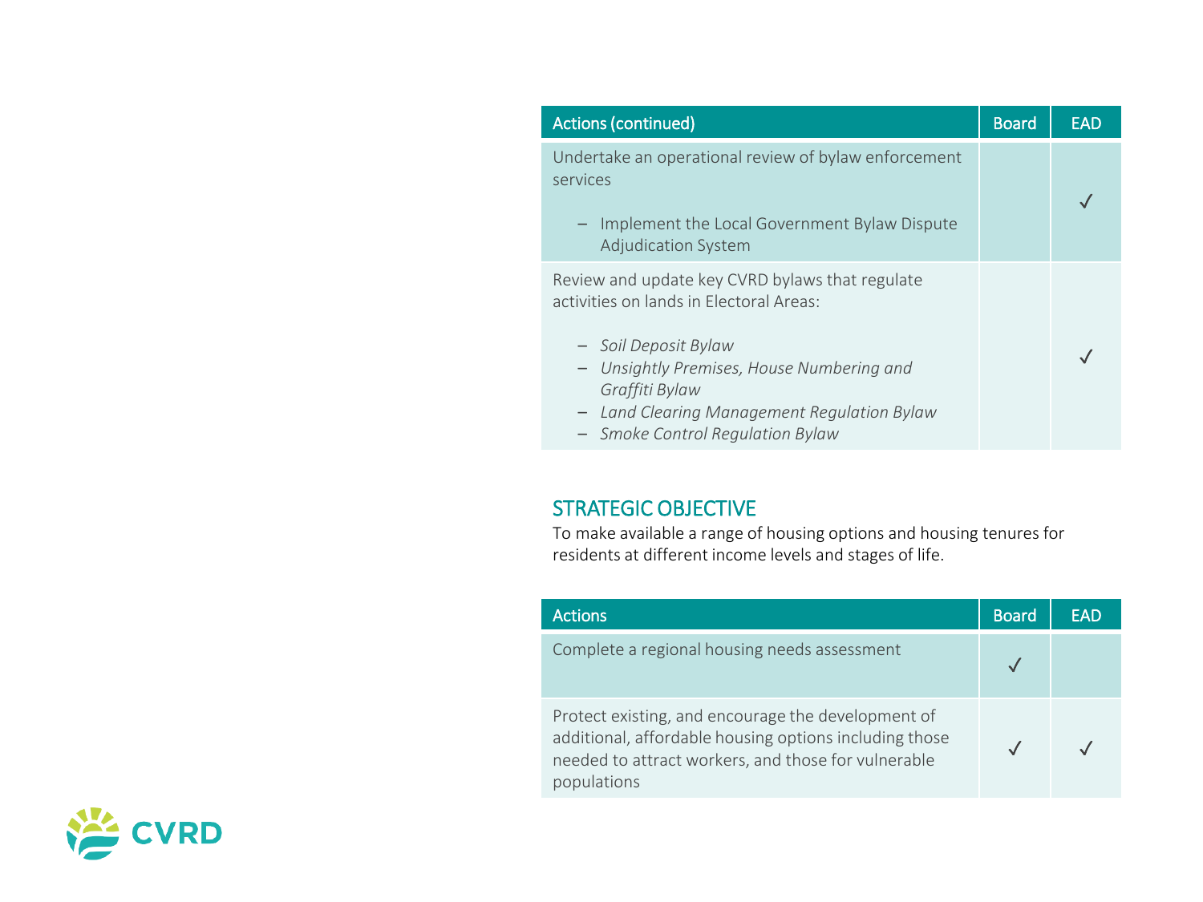| Actions (continued) | Board | EAD |
|---|---|---|
| Undertake an operational review of bylaw enforcement services<br><br>– Implement the Local Government Bylaw Dispute Adjudication System | | ✓ |
| Review and update key CVRD bylaws that regulate activities on lands in Electoral Areas:<br><br>– *Soil Deposit Bylaw*<br>– *Unsightly Premises, House Numbering and Graffiti Bylaw*<br>– *Land Clearing Management Regulation Bylaw*<br>– *Smoke Control Regulation Bylaw* | | ✓ |

## STRATEGIC OBJECTIVE

To make available a range of housing options and housing tenures for residents at different income levels and stages of life.

| Actions | Board | EAD |
|---|---|---|
| Complete a regional housing needs assessment | ✓ | |
| Protect existing, and encourage the development of additional, affordable housing options including those needed to attract workers, and those for vulnerable populations | ✓ | ✓ |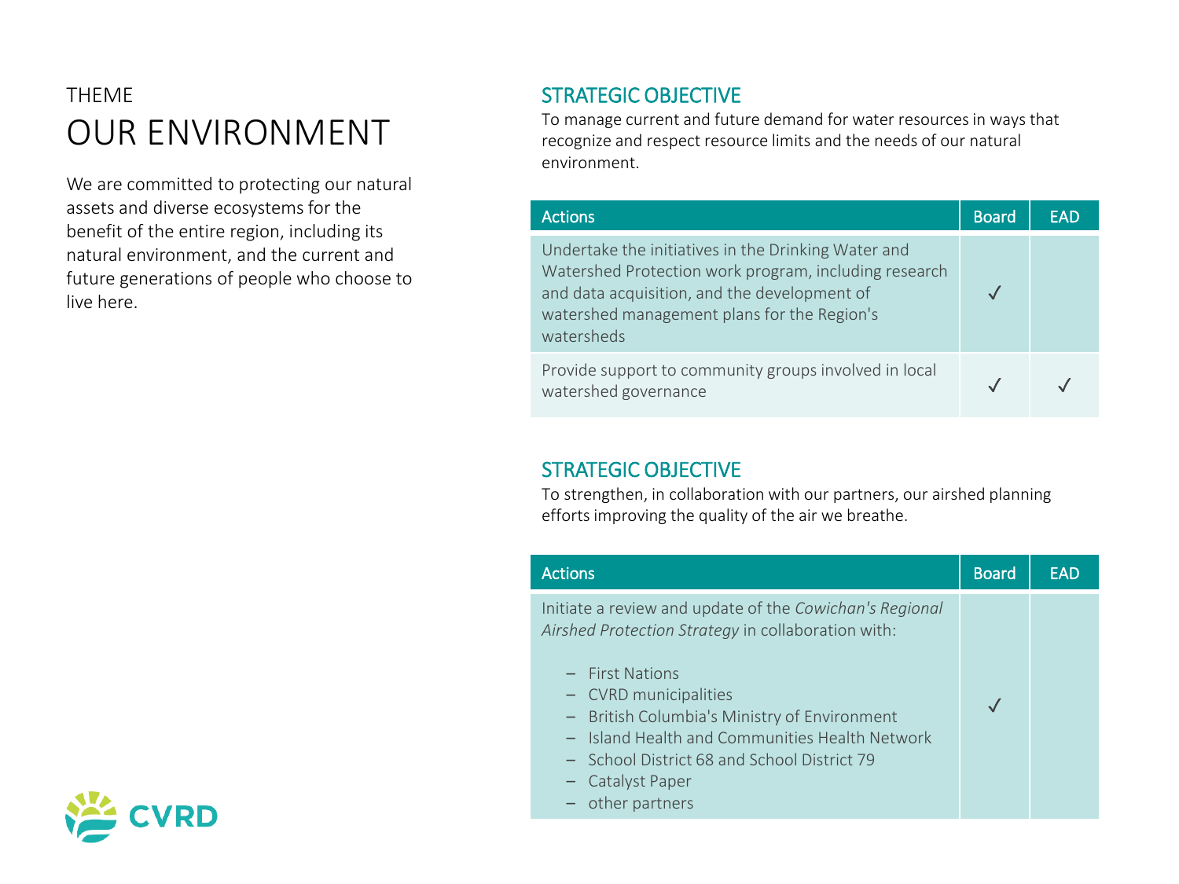THEME

# OUR ENVIRONMENT

We are committed to protecting our natural assets and diverse ecosystems for the benefit of the entire region, including its natural environment, and the current and future generations of people who choose to live here.

## STRATEGIC OBJECTIVE

To manage current and future demand for water resources in ways that recognize and respect resource limits and the needs of our natural environment.

| Actions | Board | EAD |
|---|---|---|
| Undertake the initiatives in the Drinking Water and Watershed Protection work program, including research and data acquisition, and the development of watershed management plans for the Region's watersheds | ✓ | |
| Provide support to community groups involved in local watershed governance | ✓ | ✓ |

## STRATEGIC OBJECTIVE

To strengthen, in collaboration with our partners, our airshed planning efforts improving the quality of the air we breathe.

| Actions | Board | EAD |
|---|---|---|
| Initiate a review and update of the *Cowichan's Regional Airshed Protection Strategy* in collaboration with:<br>– First Nations<br>– CVRD municipalities<br>– British Columbia's Ministry of Environment<br>– Island Health and Communities Health Network<br>– School District 68 and School District 79<br>– Catalyst Paper<br>– other partners | ✓ | |

CVRD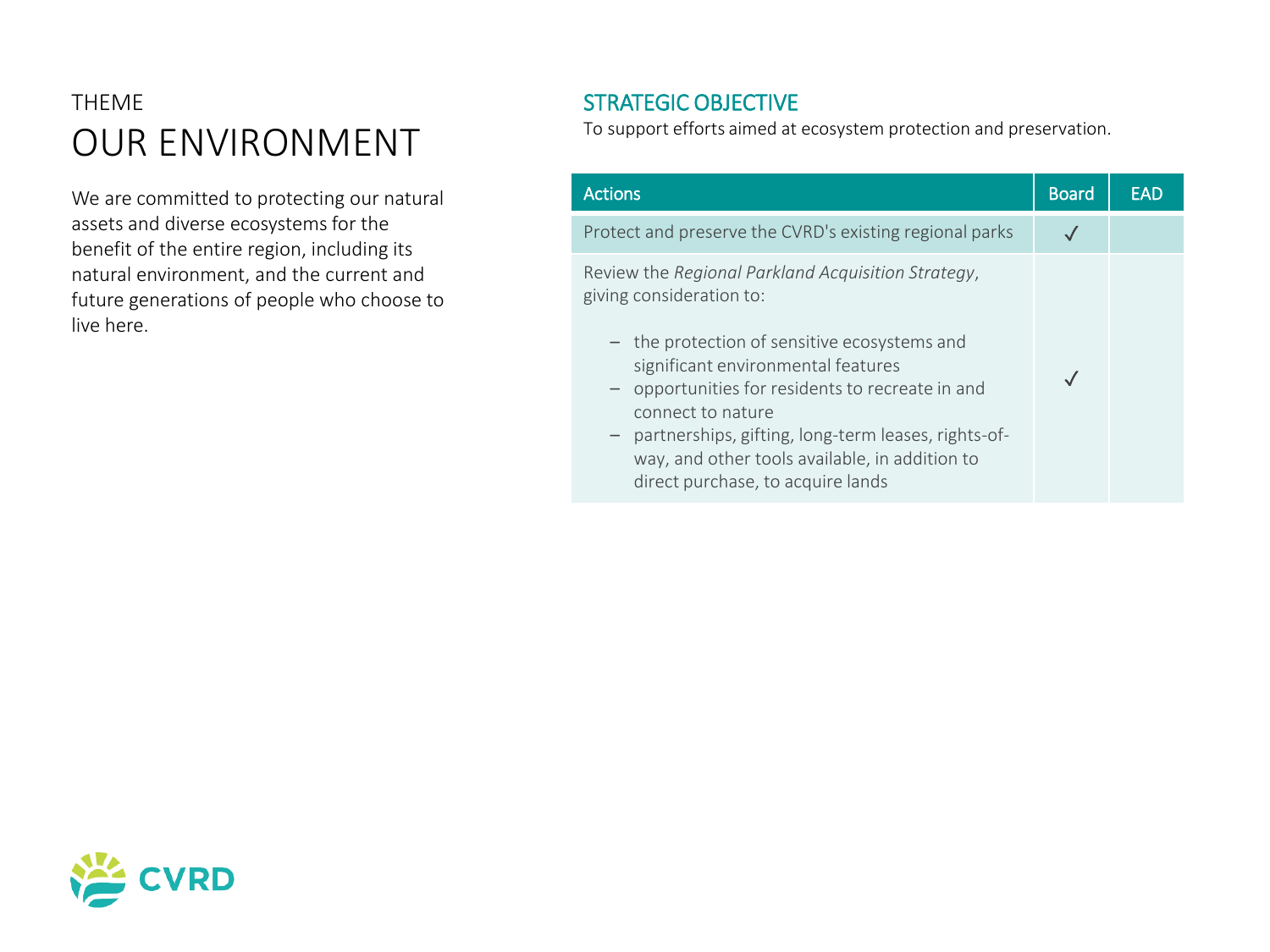THEME

# OUR ENVIRONMENT

We are committed to protecting our natural assets and diverse ecosystems for the benefit of the entire region, including its natural environment, and the current and future generations of people who choose to live here.

## STRATEGIC OBJECTIVE

To support efforts aimed at ecosystem protection and preservation.

| Actions | Board | EAD |
|---|---|---|
| Protect and preserve the CVRD's existing regional parks | ✓ | |
| Review the *Regional Parkland Acquisition Strategy*, giving consideration to:<br>– the protection of sensitive ecosystems and significant environmental features<br>– opportunities for residents to recreate in and connect to nature<br>– partnerships, gifting, long-term leases, rights-of-way, and other tools available, in addition to direct purchase, to acquire lands | ✓ | |